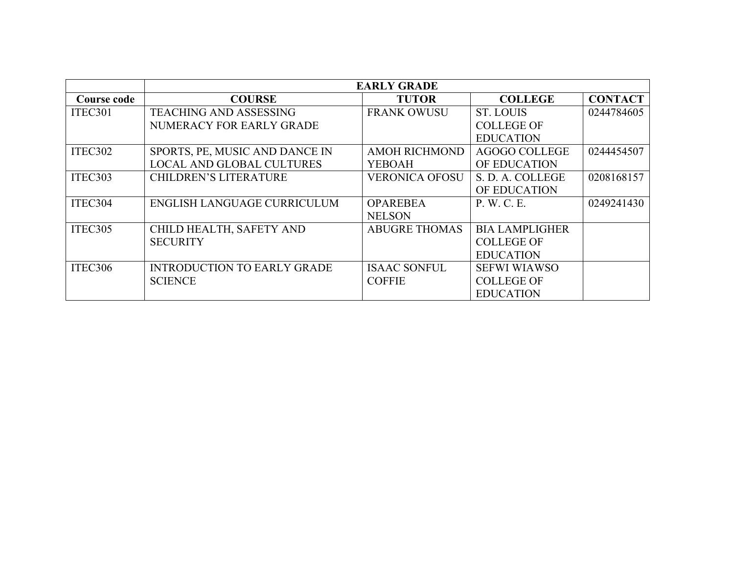| | EARLY GRADE | | | |
|---|---|---|---|---|
| **Course code** | **COURSE** | **TUTOR** | **COLLEGE** | **CONTACT** |
| ITEC301 | TEACHING AND ASSESSING NUMERACY FOR EARLY GRADE | FRANK OWUSU | ST. LOUIS COLLEGE OF EDUCATION | 0244784605 |
| ITEC302 | SPORTS, PE, MUSIC AND DANCE IN LOCAL AND GLOBAL CULTURES | AMOH RICHMOND YEBOAH | AGOGO COLLEGE OF EDUCATION | 0244454507 |
| ITEC303 | CHILDREN'S LITERATURE | VERONICA OFOSU | S. D. A. COLLEGE OF EDUCATION | 0208168157 |
| ITEC304 | ENGLISH LANGUAGE CURRICULUM | OPAREBEA NELSON | P. W. C. E. | 0249241430 |
| ITEC305 | CHILD HEALTH, SAFETY AND SECURITY | ABUGRE THOMAS | BIA LAMPLIGHER COLLEGE OF EDUCATION | |
| ITEC306 | INTRODUCTION TO EARLY GRADE SCIENCE | ISAAC SONFUL COFFIE | SEFWI WIAWSO COLLEGE OF EDUCATION | |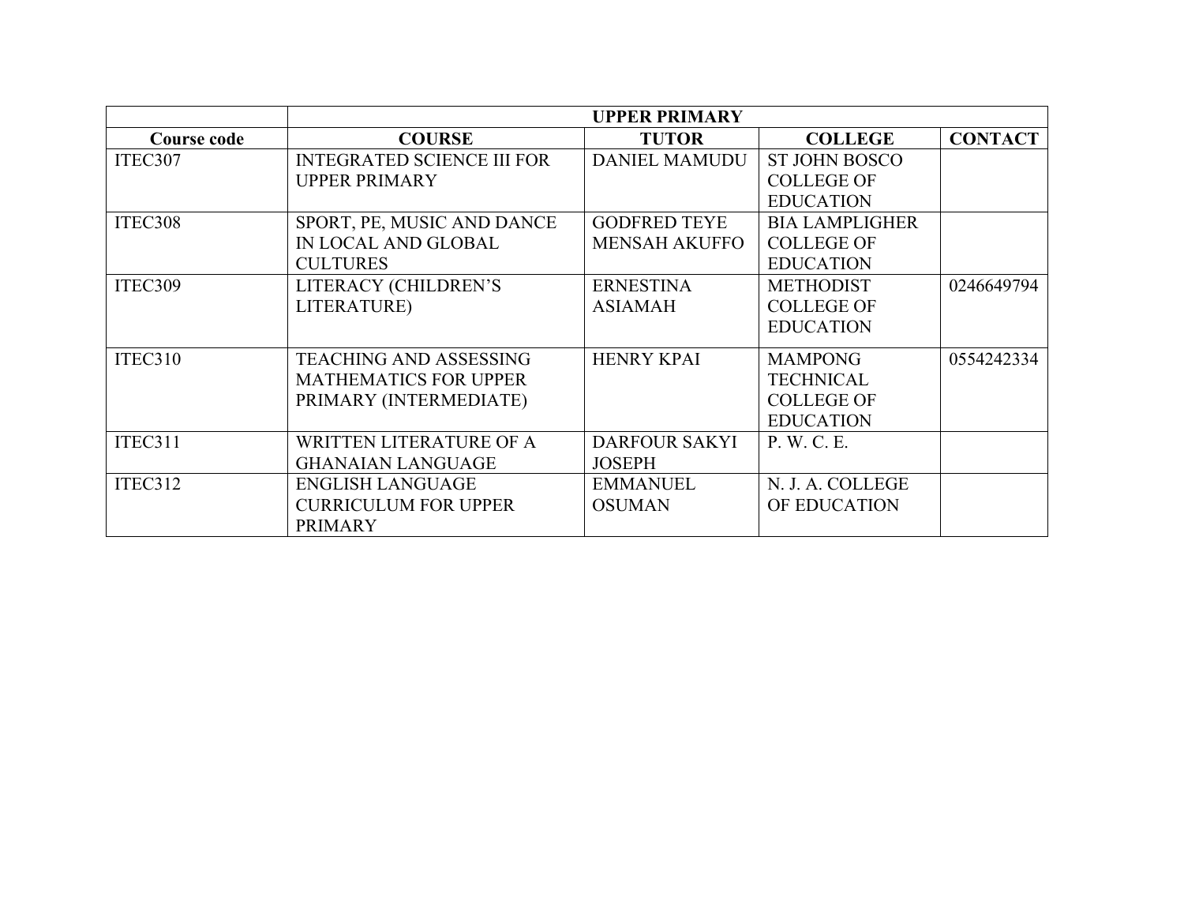| | UPPER PRIMARY | | | |
|---|---|---|---|---|
| **Course code** | **COURSE** | **TUTOR** | **COLLEGE** | **CONTACT** |
| ITEC307 | INTEGRATED SCIENCE III FOR UPPER PRIMARY | DANIEL MAMUDU | ST JOHN BOSCO COLLEGE OF EDUCATION | |
| ITEC308 | SPORT, PE, MUSIC AND DANCE IN LOCAL AND GLOBAL CULTURES | GODFRED TEYE MENSAH AKUFFO | BIA LAMPLIGHER COLLEGE OF EDUCATION | |
| ITEC309 | LITERACY (CHILDREN'S LITERATURE) | ERNESTINA ASIAMAH | METHODIST COLLEGE OF EDUCATION | 0246649794 |
| ITEC310 | TEACHING AND ASSESSING MATHEMATICS FOR UPPER PRIMARY (INTERMEDIATE) | HENRY KPAI | MAMPONG TECHNICAL COLLEGE OF EDUCATION | 0554242334 |
| ITEC311 | WRITTEN LITERATURE OF A GHANAIAN LANGUAGE | DARFOUR SAKYI JOSEPH | P. W. C. E. | |
| ITEC312 | ENGLISH LANGUAGE CURRICULUM FOR UPPER PRIMARY | EMMANUEL OSUMAN | N. J. A. COLLEGE OF EDUCATION | |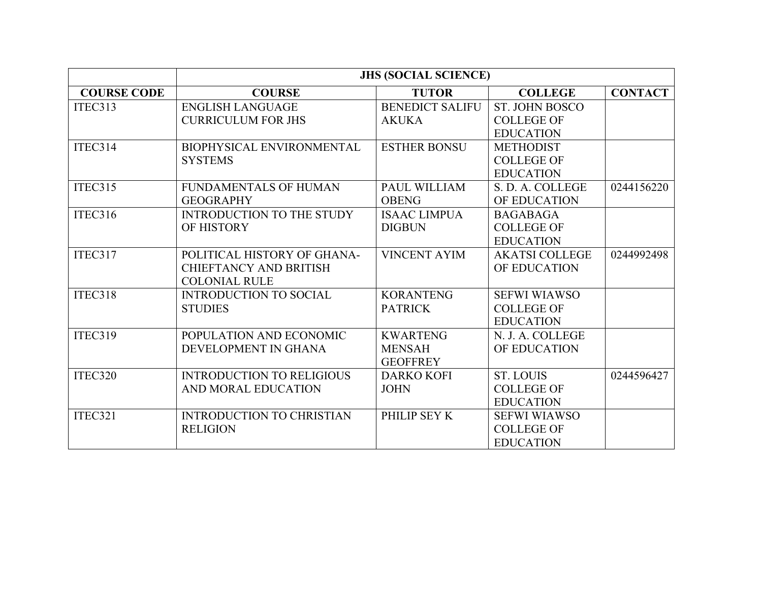| | JHS (SOCIAL SCIENCE) | | | |
|---|---|---|---|---|
| **COURSE CODE** | **COURSE** | **TUTOR** | **COLLEGE** | **CONTACT** |
| ITEC313 | ENGLISH LANGUAGE CURRICULUM FOR JHS | BENEDICT SALIFU AKUKA | ST. JOHN BOSCO COLLEGE OF EDUCATION | |
| ITEC314 | BIOPHYSICAL ENVIRONMENTAL SYSTEMS | ESTHER BONSU | METHODIST COLLEGE OF EDUCATION | |
| ITEC315 | FUNDAMENTALS OF HUMAN GEOGRAPHY | PAUL WILLIAM OBENG | S. D. A. COLLEGE OF EDUCATION | 0244156220 |
| ITEC316 | INTRODUCTION TO THE STUDY OF HISTORY | ISAAC LIMPUA DIGBUN | BAGABAGA COLLEGE OF EDUCATION | |
| ITEC317 | POLITICAL HISTORY OF GHANA-CHIEFTANCY AND BRITISH COLONIAL RULE | VINCENT AYIM | AKATSI COLLEGE OF EDUCATION | 0244992498 |
| ITEC318 | INTRODUCTION TO SOCIAL STUDIES | KORANTENG PATRICK | SEFWI WIAWSO COLLEGE OF EDUCATION | |
| ITEC319 | POPULATION AND ECONOMIC DEVELOPMENT IN GHANA | KWARTENG MENSAH GEOFFREY | N. J. A. COLLEGE OF EDUCATION | |
| ITEC320 | INTRODUCTION TO RELIGIOUS AND MORAL EDUCATION | DARKO KOFI JOHN | ST. LOUIS COLLEGE OF EDUCATION | 0244596427 |
| ITEC321 | INTRODUCTION TO CHRISTIAN RELIGION | PHILIP SEY K | SEFWI WIAWSO COLLEGE OF EDUCATION | |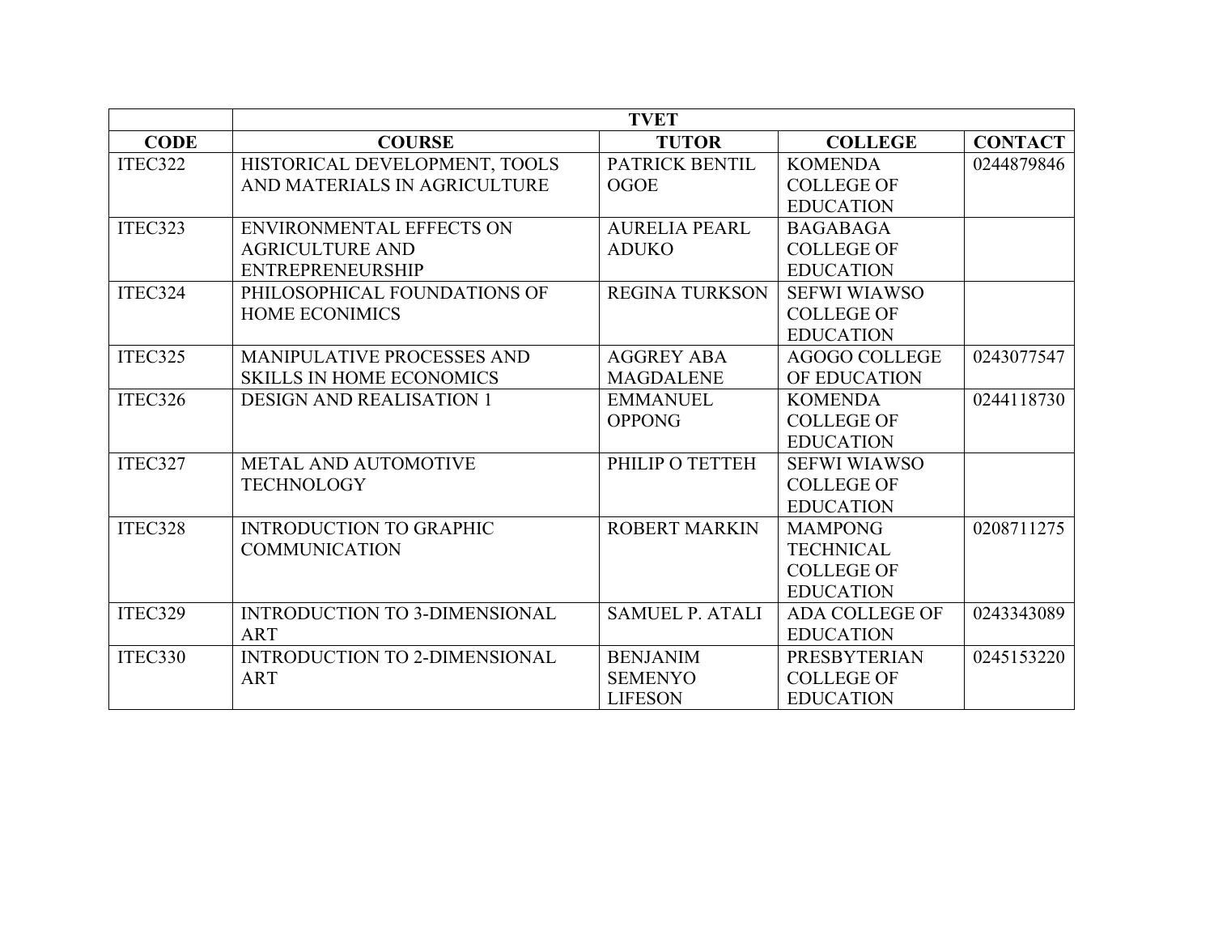| | TVET | | | |
|---|---|---|---|---|
| **CODE** | **COURSE** | **TUTOR** | **COLLEGE** | **CONTACT** |
| ITEC322 | HISTORICAL DEVELOPMENT, TOOLS AND MATERIALS IN AGRICULTURE | PATRICK BENTIL OGOE | KOMENDA COLLEGE OF EDUCATION | 0244879846 |
| ITEC323 | ENVIRONMENTAL EFFECTS ON AGRICULTURE AND ENTREPRENEURSHIP | AURELIA PEARL ADUKO | BAGABAGA COLLEGE OF EDUCATION | |
| ITEC324 | PHILOSOPHICAL FOUNDATIONS OF HOME ECONIMICS | REGINA TURKSON | SEFWI WIAWSO COLLEGE OF EDUCATION | |
| ITEC325 | MANIPULATIVE PROCESSES AND SKILLS IN HOME ECONOMICS | AGGREY ABA MAGDALENE | AGOGO COLLEGE OF EDUCATION | 0243077547 |
| ITEC326 | DESIGN AND REALISATION 1 | EMMANUEL OPPONG | KOMENDA COLLEGE OF EDUCATION | 0244118730 |
| ITEC327 | METAL AND AUTOMOTIVE TECHNOLOGY | PHILIP O TETTEH | SEFWI WIAWSO COLLEGE OF EDUCATION | |
| ITEC328 | INTRODUCTION TO GRAPHIC COMMUNICATION | ROBERT MARKIN | MAMPONG TECHNICAL COLLEGE OF EDUCATION | 0208711275 |
| ITEC329 | INTRODUCTION TO 3-DIMENSIONAL ART | SAMUEL P. ATALI | ADA COLLEGE OF EDUCATION | 0243343089 |
| ITEC330 | INTRODUCTION TO 2-DIMENSIONAL ART | BENJANIM SEMENYO LIFESON | PRESBYTERIAN COLLEGE OF EDUCATION | 0245153220 |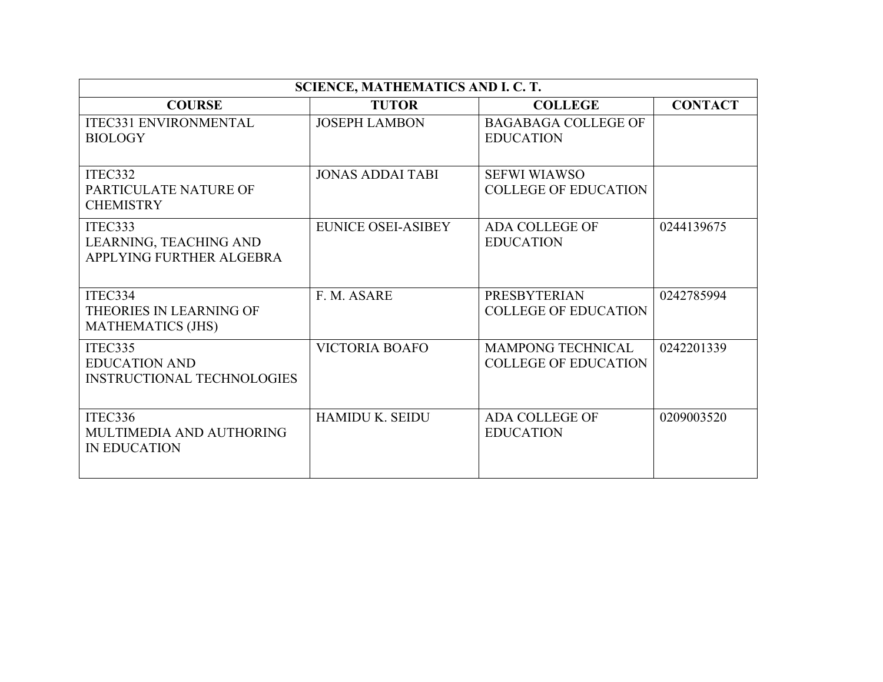| SCIENCE, MATHEMATICS AND I. C. T. | | | |
|---|---|---|---|
| **COURSE** | **TUTOR** | **COLLEGE** | **CONTACT** |
| ITEC331 ENVIRONMENTAL BIOLOGY | JOSEPH LAMBON | BAGABAGA COLLEGE OF EDUCATION | |
| ITEC332 PARTICULATE NATURE OF CHEMISTRY | JONAS ADDAI TABI | SEFWI WIAWSO COLLEGE OF EDUCATION | |
| ITEC333 LEARNING, TEACHING AND APPLYING FURTHER ALGEBRA | EUNICE OSEI-ASIBEY | ADA COLLEGE OF EDUCATION | 0244139675 |
| ITEC334 THEORIES IN LEARNING OF MATHEMATICS (JHS) | F. M. ASARE | PRESBYTERIAN COLLEGE OF EDUCATION | 0242785994 |
| ITEC335 EDUCATION AND INSTRUCTIONAL TECHNOLOGIES | VICTORIA BOAFO | MAMPONG TECHNICAL COLLEGE OF EDUCATION | 0242201339 |
| ITEC336 MULTIMEDIA AND AUTHORING IN EDUCATION | HAMIDU K. SEIDU | ADA COLLEGE OF EDUCATION | 0209003520 |